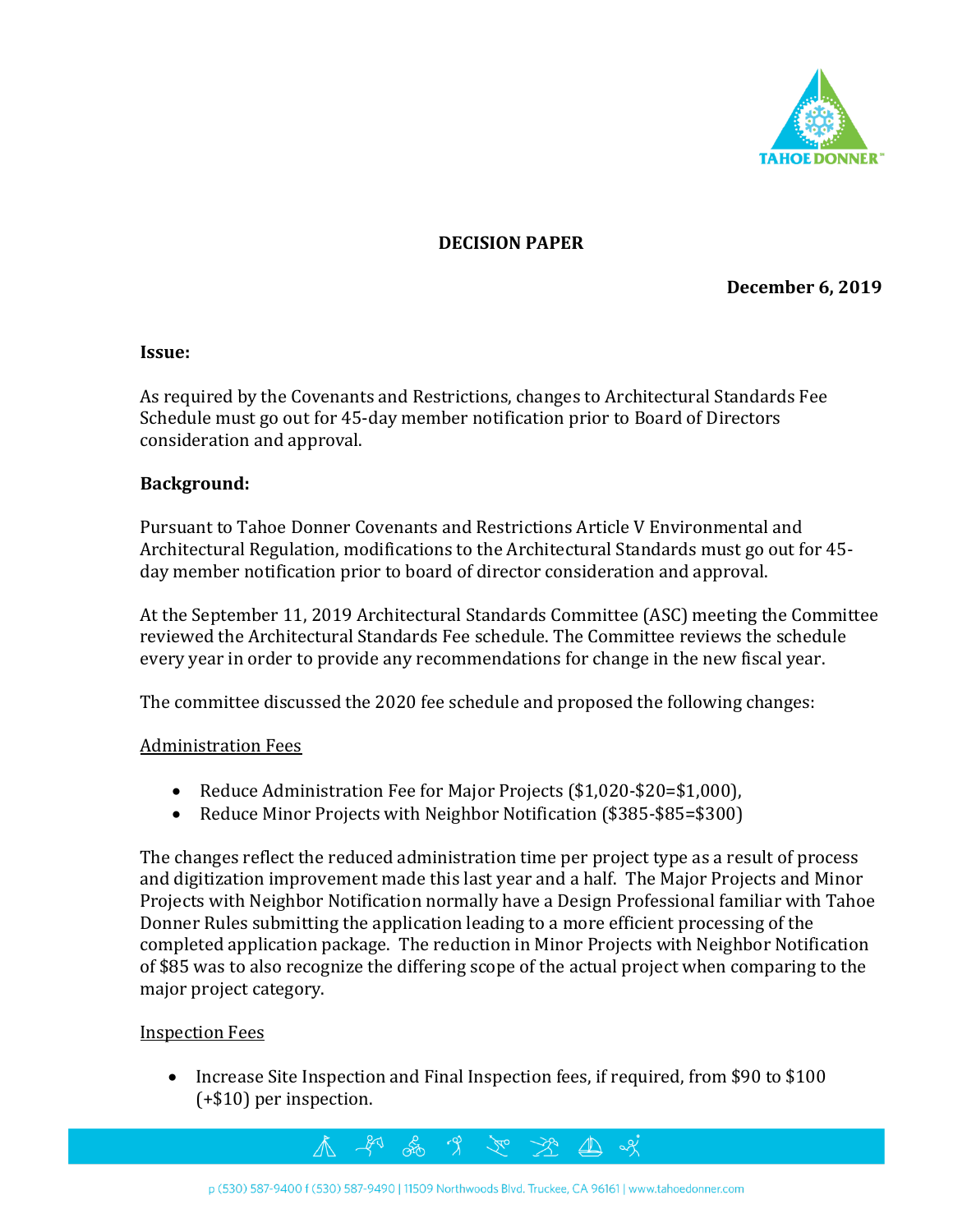# DECISION PAPER

**December 6, 2019**

**Issue:**

As required by the Covenants and Restrictions, changes to Architectural Standards Fee Schedule must go out for 45-day member notification prior to Board of Directors consideration and approval.

**Background:**

Pursuant to Tahoe Donner Covenants and Restrictions Article V Environmental and Architectural Regulation, modifications to the Architectural Standards must go out for 45-day member notification prior to board of director consideration and approval.

At the September 11, 2019 Architectural Standards Committee (ASC) meeting the Committee reviewed the Architectural Standards Fee schedule. The Committee reviews the schedule every year in order to provide any recommendations for change in the new fiscal year.

The committee discussed the 2020 fee schedule and proposed the following changes:

Administration Fees

- Reduce Administration Fee for Major Projects ($1,020-$20=$1,000),
- Reduce Minor Projects with Neighbor Notification ($385-$85=$300)

The changes reflect the reduced administration time per project type as a result of process and digitization improvement made this last year and a half. The Major Projects and Minor Projects with Neighbor Notification normally have a Design Professional familiar with Tahoe Donner Rules submitting the application leading to a more efficient processing of the completed application package. The reduction in Minor Projects with Neighbor Notification of $85 was to also recognize the differing scope of the actual project when comparing to the major project category.

Inspection Fees

- Increase Site Inspection and Final Inspection fees, if required, from $90 to $100 (+$10) per inspection.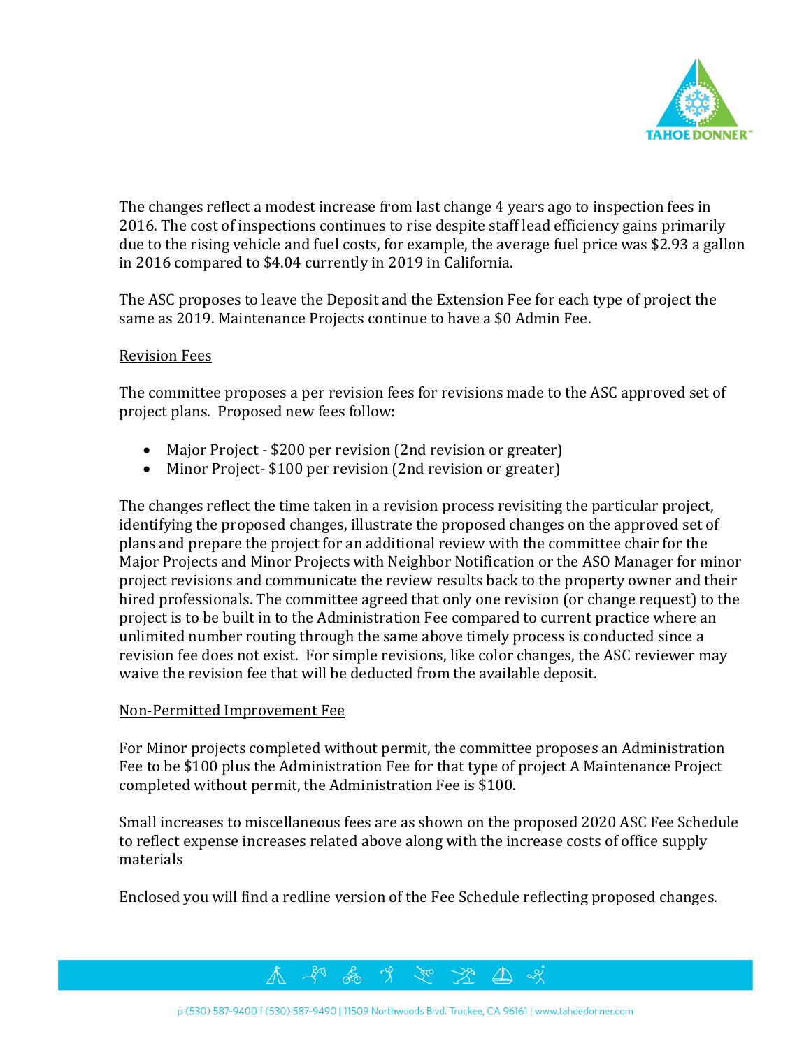The changes reflect a modest increase from last change 4 years ago to inspection fees in 2016. The cost of inspections continues to rise despite staff lead efficiency gains primarily due to the rising vehicle and fuel costs, for example, the average fuel price was $2.93 a gallon in 2016 compared to $4.04 currently in 2019 in California.

The ASC proposes to leave the Deposit and the Extension Fee for each type of project the same as 2019. Maintenance Projects continue to have a $0 Admin Fee.

<u>Revision Fees</u>

The committee proposes a per revision fees for revisions made to the ASC approved set of project plans. Proposed new fees follow:

- Major Project - $200 per revision (2nd revision or greater)
- Minor Project- $100 per revision (2nd revision or greater)

The changes reflect the time taken in a revision process revisiting the particular project, identifying the proposed changes, illustrate the proposed changes on the approved set of plans and prepare the project for an additional review with the committee chair for the Major Projects and Minor Projects with Neighbor Notification or the ASO Manager for minor project revisions and communicate the review results back to the property owner and their hired professionals. The committee agreed that only one revision (or change request) to the project is to be built in to the Administration Fee compared to current practice where an unlimited number routing through the same above timely process is conducted since a revision fee does not exist. For simple revisions, like color changes, the ASC reviewer may waive the revision fee that will be deducted from the available deposit.

<u>Non-Permitted Improvement Fee</u>

For Minor projects completed without permit, the committee proposes an Administration Fee to be $100 plus the Administration Fee for that type of project A Maintenance Project completed without permit, the Administration Fee is $100.

Small increases to miscellaneous fees are as shown on the proposed 2020 ASC Fee Schedule to reflect expense increases related above along with the increase costs of office supply materials

Enclosed you will find a redline version of the Fee Schedule reflecting proposed changes.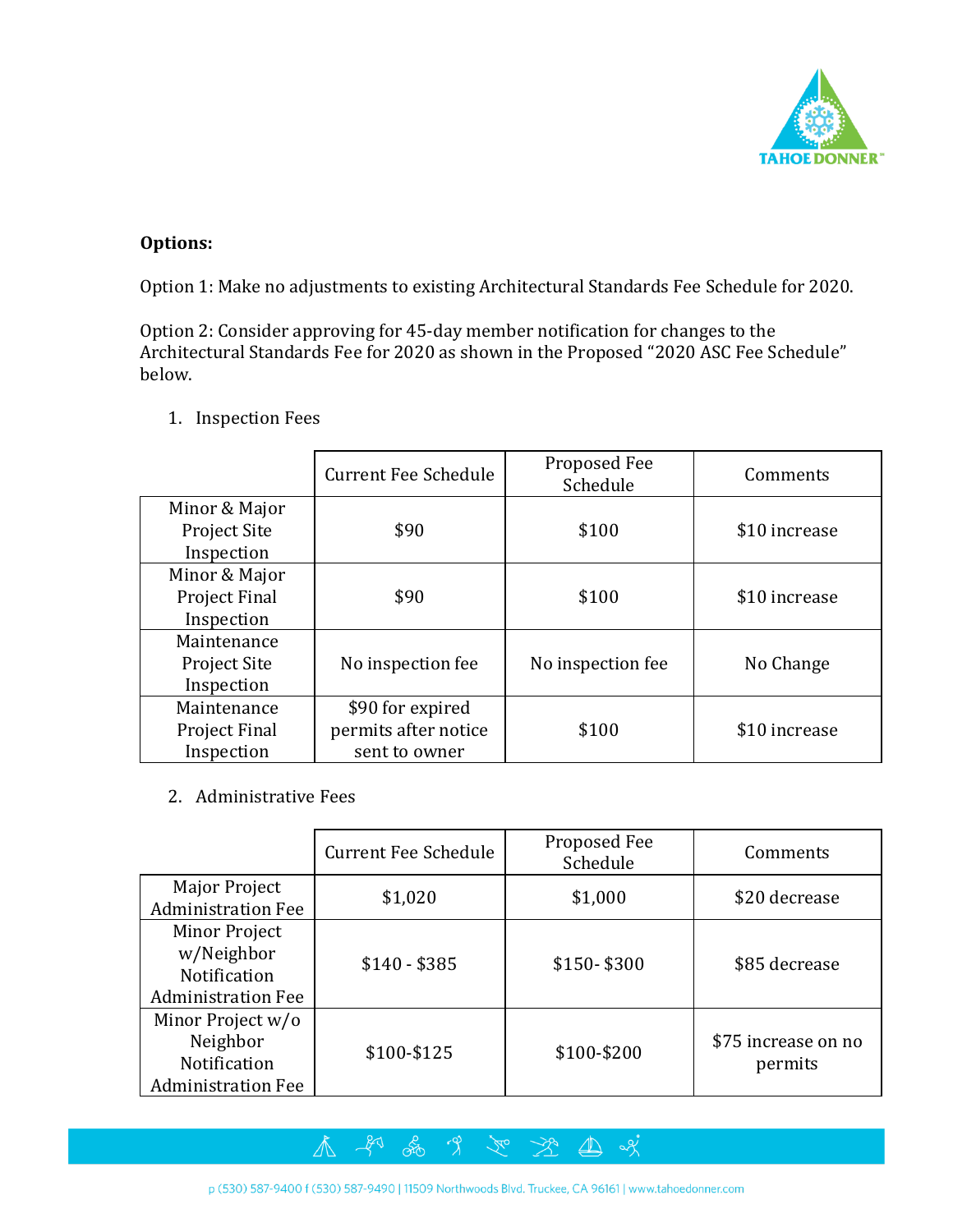**Options:**

Option 1: Make no adjustments to existing Architectural Standards Fee Schedule for 2020.

Option 2: Consider approving for 45-day member notification for changes to the Architectural Standards Fee for 2020 as shown in the Proposed "2020 ASC Fee Schedule" below.

1. Inspection Fees

| | Current Fee Schedule | Proposed Fee Schedule | Comments |
|---|---|---|---|
| Minor & Major Project Site Inspection | $90 | $100 | $10 increase |
| Minor & Major Project Final Inspection | $90 | $100 | $10 increase |
| Maintenance Project Site Inspection | No inspection fee | No inspection fee | No Change |
| Maintenance Project Final Inspection | $90 for expired permits after notice sent to owner | $100 | $10 increase |

2. Administrative Fees

| | Current Fee Schedule | Proposed Fee Schedule | Comments |
|---|---|---|---|
| Major Project Administration Fee | $1,020 | $1,000 | $20 decrease |
| Minor Project w/Neighbor Notification Administration Fee | $140 - $385 | $150- $300 | $85 decrease |
| Minor Project w/o Neighbor Notification Administration Fee | $100-$125 | $100-$200 | $75 increase on no permits |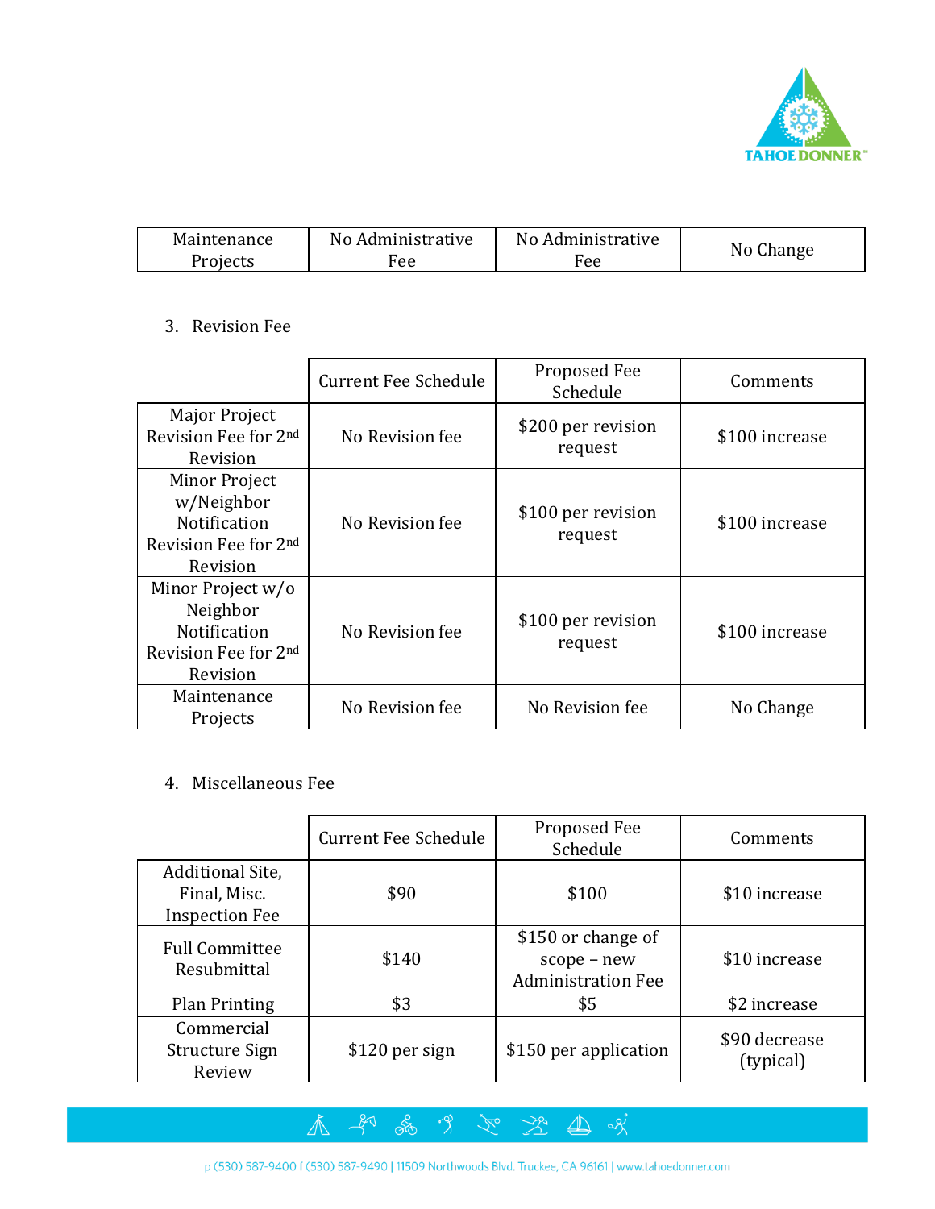| Maintenance Projects | No Administrative Fee | No Administrative Fee | No Change |
|---|---|---|---|

3. Revision Fee

| | Current Fee Schedule | Proposed Fee Schedule | Comments |
|---|---|---|---|
| Major Project Revision Fee for 2nd Revision | No Revision fee | $200 per revision request | $100 increase |
| Minor Project w/Neighbor Notification Revision Fee for 2nd Revision | No Revision fee | $100 per revision request | $100 increase |
| Minor Project w/o Neighbor Notification Revision Fee for 2nd Revision | No Revision fee | $100 per revision request | $100 increase |
| Maintenance Projects | No Revision fee | No Revision fee | No Change |

4. Miscellaneous Fee

| | Current Fee Schedule | Proposed Fee Schedule | Comments |
|---|---|---|---|
| Additional Site, Final, Misc. Inspection Fee | $90 | $100 | $10 increase |
| Full Committee Resubmittal | $140 | $150 or change of scope – new Administration Fee | $10 increase |
| Plan Printing | $3 | $5 | $2 increase |
| Commercial Structure Sign Review | $120 per sign | $150 per application | $90 decrease (typical) |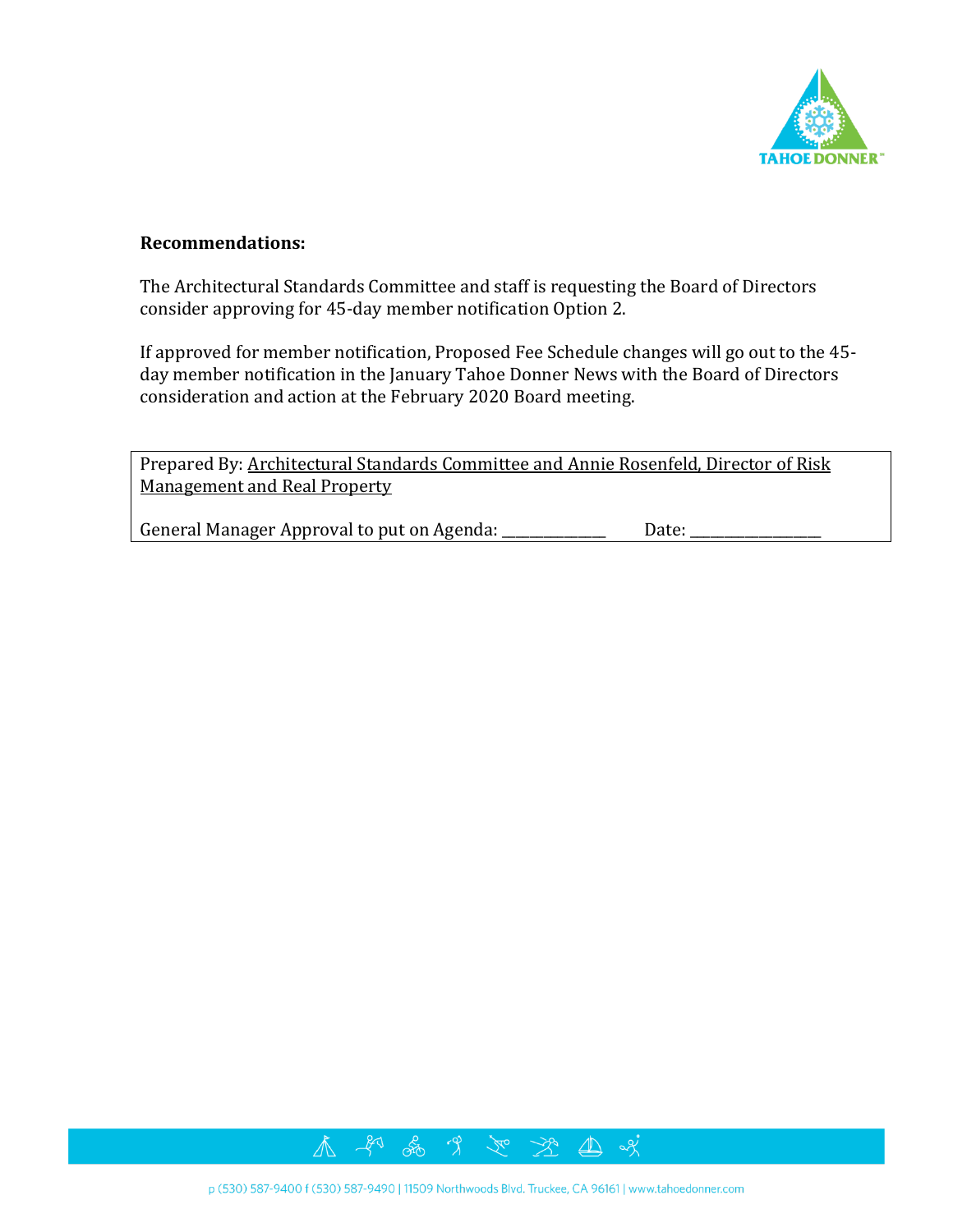**Recommendations:**

The Architectural Standards Committee and staff is requesting the Board of Directors consider approving for 45-day member notification Option 2.

If approved for member notification, Proposed Fee Schedule changes will go out to the 45-day member notification in the January Tahoe Donner News with the Board of Directors consideration and action at the February 2020 Board meeting.

| |
|---|
| Prepared By: Architectural Standards Committee and Annie Rosenfeld, Director of Risk Management and Real Property |
| General Manager Approval to put on Agenda: \_\_\_\_\_\_\_\_\_\_\_\_\_ Date: \_\_\_\_\_\_\_\_\_\_\_\_\_\_\_\_ |